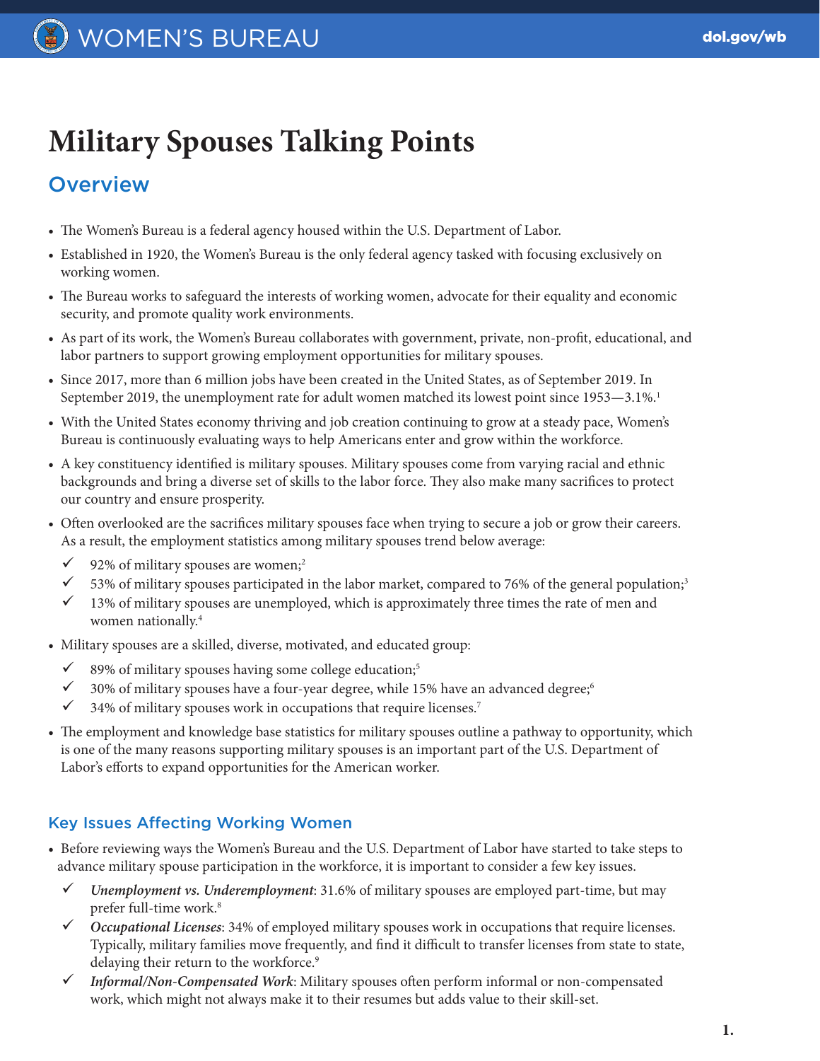# Military Spouses Talking Points

## Overview

- The Women's Bureau is a federal agency housed within the U.S. Department of Labor.
- Established in 1920, the Women's Bureau is the only federal agency tasked with focusing exclusively on working women.
- The Bureau works to safeguard the interests of working women, advocate for their equality and economic security, and promote quality work environments.
- As part of its work, the Women's Bureau collaborates with government, private, non-profit, educational, and labor partners to support growing employment opportunities for military spouses.
- Since 2017, more than 6 million jobs have been created in the United States, as of September 2019. In September 2019, the unemployment rate for adult women matched its lowest point since 1953—3.1%.[1]
- With the United States economy thriving and job creation continuing to grow at a steady pace, Women's Bureau is continuously evaluating ways to help Americans enter and grow within the workforce.
- A key constituency identified is military spouses. Military spouses come from varying racial and ethnic backgrounds and bring a diverse set of skills to the labor force. They also make many sacrifices to protect our country and ensure prosperity.
- Often overlooked are the sacrifices military spouses face when trying to secure a job or grow their careers. As a result, the employment statistics among military spouses trend below average:
  - ✓ 92% of military spouses are women;[2]
  - ✓ 53% of military spouses participated in the labor market, compared to 76% of the general population;[3]
  - ✓ 13% of military spouses are unemployed, which is approximately three times the rate of men and women nationally.[4]
- Military spouses are a skilled, diverse, motivated, and educated group:
  - ✓ 89% of military spouses having some college education;[5]
  - ✓ 30% of military spouses have a four-year degree, while 15% have an advanced degree;[6]
  - ✓ 34% of military spouses work in occupations that require licenses.[7]
- The employment and knowledge base statistics for military spouses outline a pathway to opportunity, which is one of the many reasons supporting military spouses is an important part of the U.S. Department of Labor's efforts to expand opportunities for the American worker.

### Key Issues Affecting Working Women

- Before reviewing ways the Women's Bureau and the U.S. Department of Labor have started to take steps to advance military spouse participation in the workforce, it is important to consider a few key issues.
  - ✓ ***Unemployment vs. Underemployment***: 31.6% of military spouses are employed part-time, but may prefer full-time work.[8]
  - ✓ ***Occupational Licenses***: 34% of employed military spouses work in occupations that require licenses. Typically, military families move frequently, and find it difficult to transfer licenses from state to state, delaying their return to the workforce.[9]
  - ✓ ***Informal/Non-Compensated Work***: Military spouses often perform informal or non-compensated work, which might not always make it to their resumes but adds value to their skill-set.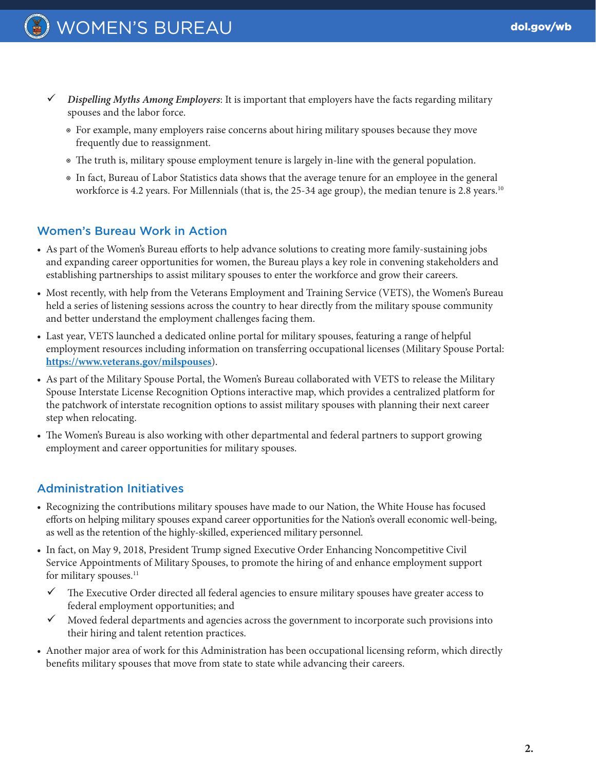- ✓ *Dispelling Myths Among Employers*: It is important that employers have the facts regarding military spouses and the labor force.
  - For example, many employers raise concerns about hiring military spouses because they move frequently due to reassignment.
  - The truth is, military spouse employment tenure is largely in-line with the general population.
  - In fact, Bureau of Labor Statistics data shows that the average tenure for an employee in the general workforce is 4.2 years. For Millennials (that is, the 25-34 age group), the median tenure is 2.8 years.[10]

## Women's Bureau Work in Action

- As part of the Women's Bureau efforts to help advance solutions to creating more family-sustaining jobs and expanding career opportunities for women, the Bureau plays a key role in convening stakeholders and establishing partnerships to assist military spouses to enter the workforce and grow their careers.
- Most recently, with help from the Veterans Employment and Training Service (VETS), the Women's Bureau held a series of listening sessions across the country to hear directly from the military spouse community and better understand the employment challenges facing them.
- Last year, VETS launched a dedicated online portal for military spouses, featuring a range of helpful employment resources including information on transferring occupational licenses (Military Spouse Portal: **https://www.veterans.gov/milspouses**).
- As part of the Military Spouse Portal, the Women's Bureau collaborated with VETS to release the Military Spouse Interstate License Recognition Options interactive map, which provides a centralized platform for the patchwork of interstate recognition options to assist military spouses with planning their next career step when relocating.
- The Women's Bureau is also working with other departmental and federal partners to support growing employment and career opportunities for military spouses.

## Administration Initiatives

- Recognizing the contributions military spouses have made to our Nation, the White House has focused efforts on helping military spouses expand career opportunities for the Nation's overall economic well-being, as well as the retention of the highly-skilled, experienced military personnel.
- In fact, on May 9, 2018, President Trump signed Executive Order Enhancing Noncompetitive Civil Service Appointments of Military Spouses, to promote the hiring of and enhance employment support for military spouses.[11]
  - ✓ The Executive Order directed all federal agencies to ensure military spouses have greater access to federal employment opportunities; and
  - ✓ Moved federal departments and agencies across the government to incorporate such provisions into their hiring and talent retention practices.
- Another major area of work for this Administration has been occupational licensing reform, which directly benefits military spouses that move from state to state while advancing their careers.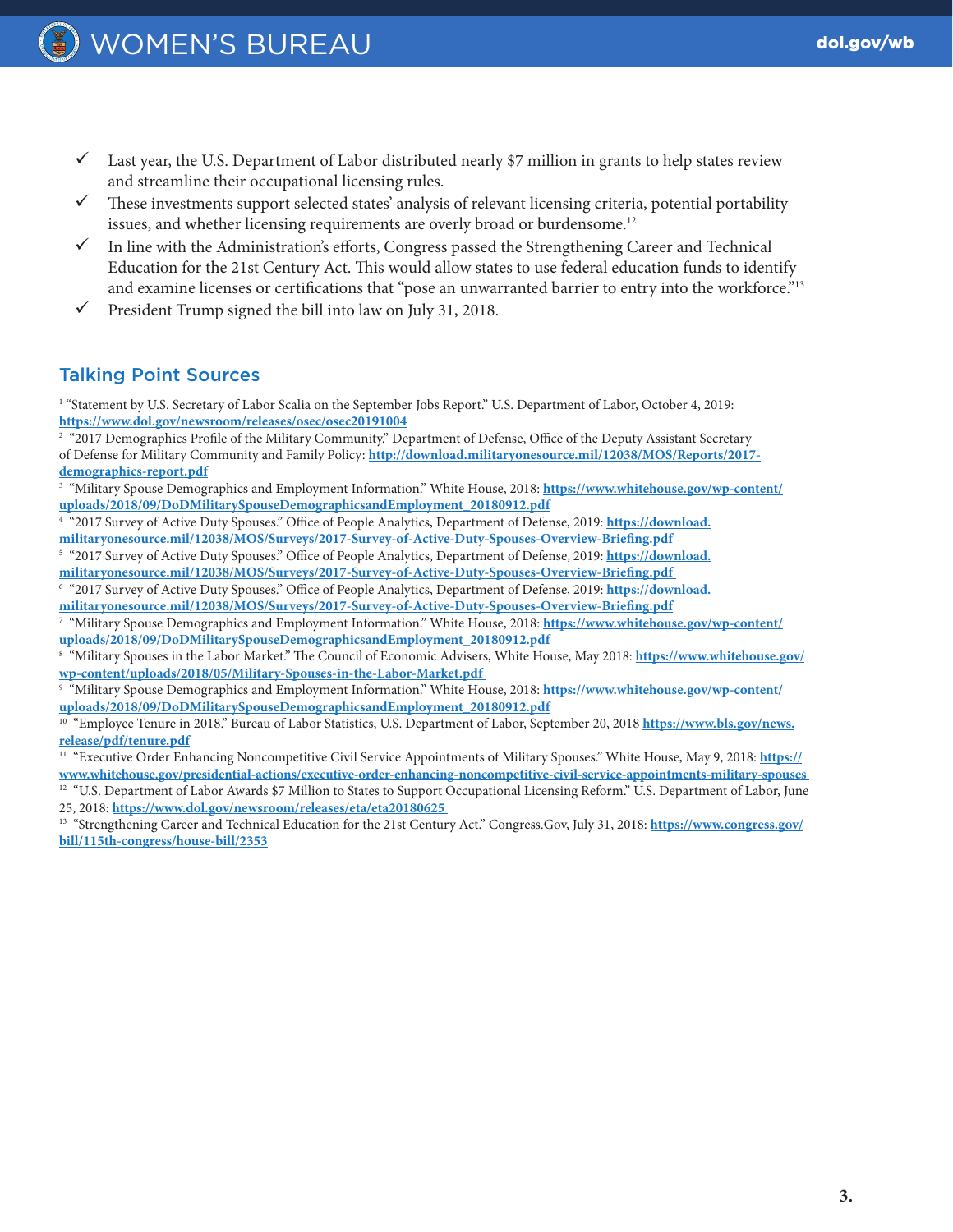- ✓ Last year, the U.S. Department of Labor distributed nearly $7 million in grants to help states review and streamline their occupational licensing rules.
- ✓ These investments support selected states' analysis of relevant licensing criteria, potential portability issues, and whether licensing requirements are overly broad or burdensome.[12]
- ✓ In line with the Administration's efforts, Congress passed the Strengthening Career and Technical Education for the 21st Century Act. This would allow states to use federal education funds to identify and examine licenses or certifications that "pose an unwarranted barrier to entry into the workforce."[13]
- ✓ President Trump signed the bill into law on July 31, 2018.

## Talking Point Sources

[1] "Statement by U.S. Secretary of Labor Scalia on the September Jobs Report." U.S. Department of Labor, October 4, 2019: **https://www.dol.gov/newsroom/releases/osec/osec20191004**

[2] "2017 Demographics Profile of the Military Community." Department of Defense, Office of the Deputy Assistant Secretary of Defense for Military Community and Family Policy: **http://download.militaryonesource.mil/12038/MOS/Reports/2017-demographics-report.pdf**

[3] "Military Spouse Demographics and Employment Information." White House, 2018: **https://www.whitehouse.gov/wp-content/uploads/2018/09/DoDMilitarySpouseDemographicsandEmployment_20180912.pdf**

[4] "2017 Survey of Active Duty Spouses." Office of People Analytics, Department of Defense, 2019: **https://download.militaryonesource.mil/12038/MOS/Surveys/2017-Survey-of-Active-Duty-Spouses-Overview-Briefing.pdf**

[5] "2017 Survey of Active Duty Spouses." Office of People Analytics, Department of Defense, 2019: **https://download.militaryonesource.mil/12038/MOS/Surveys/2017-Survey-of-Active-Duty-Spouses-Overview-Briefing.pdf**

[6] "2017 Survey of Active Duty Spouses." Office of People Analytics, Department of Defense, 2019: **https://download.militaryonesource.mil/12038/MOS/Surveys/2017-Survey-of-Active-Duty-Spouses-Overview-Briefing.pdf**

[7] "Military Spouse Demographics and Employment Information." White House, 2018: **https://www.whitehouse.gov/wp-content/uploads/2018/09/DoDMilitarySpouseDemographicsandEmployment_20180912.pdf**

[8] "Military Spouses in the Labor Market." The Council of Economic Advisers, White House, May 2018: **https://www.whitehouse.gov/wp-content/uploads/2018/05/Military-Spouses-in-the-Labor-Market.pdf**

[9] "Military Spouse Demographics and Employment Information." White House, 2018: **https://www.whitehouse.gov/wp-content/uploads/2018/09/DoDMilitarySpouseDemographicsandEmployment_20180912.pdf**

[10] "Employee Tenure in 2018." Bureau of Labor Statistics, U.S. Department of Labor, September 20, 2018 **https://www.bls.gov/news.release/pdf/tenure.pdf**

[11] "Executive Order Enhancing Noncompetitive Civil Service Appointments of Military Spouses." White House, May 9, 2018: **https://www.whitehouse.gov/presidential-actions/executive-order-enhancing-noncompetitive-civil-service-appointments-military-spouses**

[12] "U.S. Department of Labor Awards $7 Million to States to Support Occupational Licensing Reform." U.S. Department of Labor, June 25, 2018: **https://www.dol.gov/newsroom/releases/eta/eta20180625**

[13] "Strengthening Career and Technical Education for the 21st Century Act." Congress.Gov, July 31, 2018: **https://www.congress.gov/bill/115th-congress/house-bill/2353**